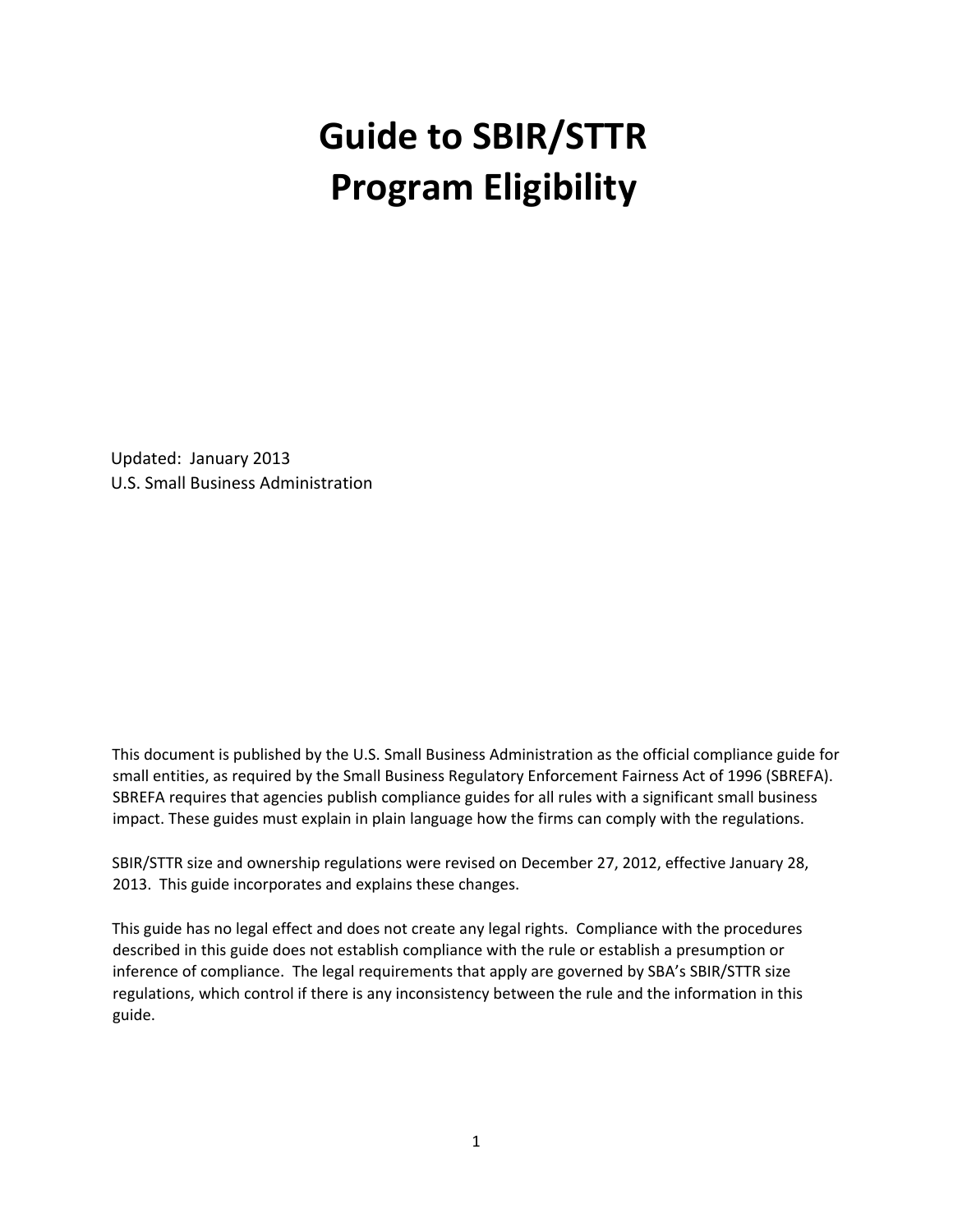# Guide to SBIR/STTR Program Eligibility

Updated: January 2013
U.S. Small Business Administration

This document is published by the U.S. Small Business Administration as the official compliance guide for small entities, as required by the Small Business Regulatory Enforcement Fairness Act of 1996 (SBREFA). SBREFA requires that agencies publish compliance guides for all rules with a significant small business impact. These guides must explain in plain language how the firms can comply with the regulations.

SBIR/STTR size and ownership regulations were revised on December 27, 2012, effective January 28, 2013. This guide incorporates and explains these changes.

This guide has no legal effect and does not create any legal rights. Compliance with the procedures described in this guide does not establish compliance with the rule or establish a presumption or inference of compliance. The legal requirements that apply are governed by SBA's SBIR/STTR size regulations, which control if there is any inconsistency between the rule and the information in this guide.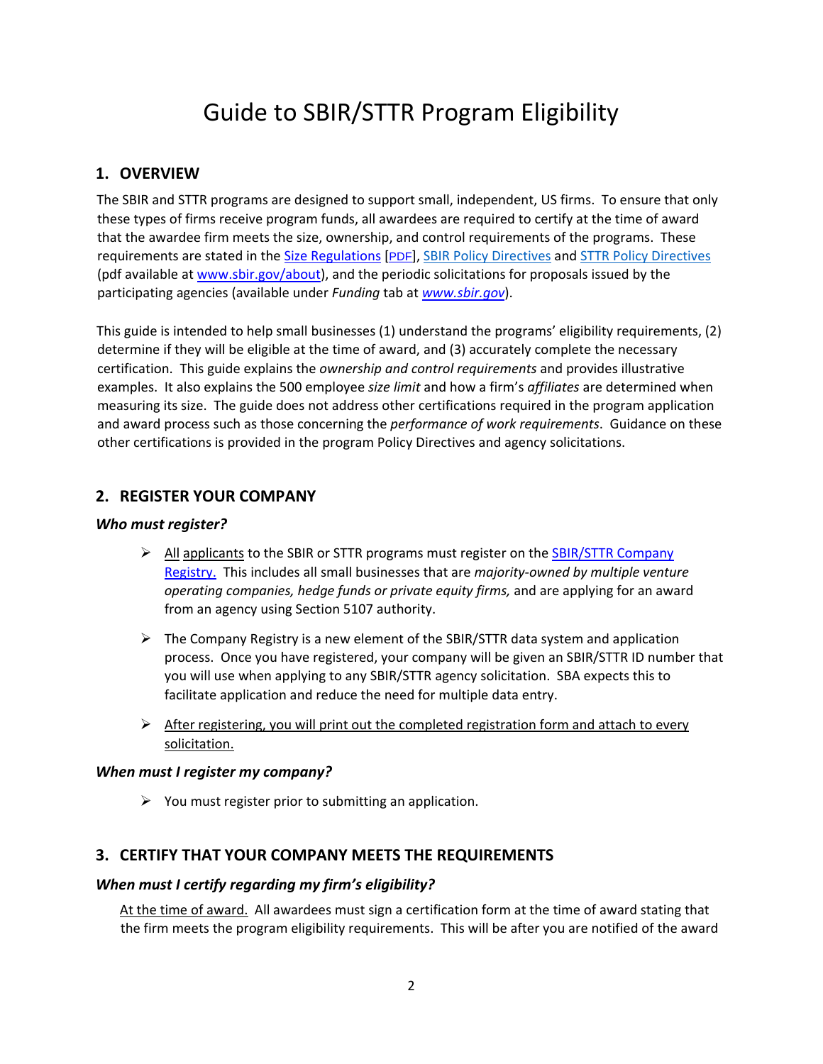# Guide to SBIR/STTR Program Eligibility

## 1. OVERVIEW

The SBIR and STTR programs are designed to support small, independent, US firms. To ensure that only these types of firms receive program funds, all awardees are required to certify at the time of award that the awardee firm meets the size, ownership, and control requirements of the programs. These requirements are stated in the Size Regulations [PDF], SBIR Policy Directives and STTR Policy Directives (pdf available at www.sbir.gov/about), and the periodic solicitations for proposals issued by the participating agencies (available under *Funding* tab at *www.sbir.gov*).

This guide is intended to help small businesses (1) understand the programs' eligibility requirements, (2) determine if they will be eligible at the time of award, and (3) accurately complete the necessary certification. This guide explains the *ownership and control requirements* and provides illustrative examples. It also explains the 500 employee *size limit* and how a firm's *affiliates* are determined when measuring its size. The guide does not address other certifications required in the program application and award process such as those concerning the *performance of work requirements*. Guidance on these other certifications is provided in the program Policy Directives and agency solicitations.

## 2. REGISTER YOUR COMPANY

### *Who must register?*

- All applicants to the SBIR or STTR programs must register on the SBIR/STTR Company Registry. This includes all small businesses that are *majority-owned by multiple venture operating companies, hedge funds or private equity firms,* and are applying for an award from an agency using Section 5107 authority.
- The Company Registry is a new element of the SBIR/STTR data system and application process. Once you have registered, your company will be given an SBIR/STTR ID number that you will use when applying to any SBIR/STTR agency solicitation. SBA expects this to facilitate application and reduce the need for multiple data entry.
- After registering, you will print out the completed registration form and attach to every solicitation.

### *When must I register my company?*

- You must register prior to submitting an application.

## 3. CERTIFY THAT YOUR COMPANY MEETS THE REQUIREMENTS

### *When must I certify regarding my firm's eligibility?*

At the time of award. All awardees must sign a certification form at the time of award stating that the firm meets the program eligibility requirements. This will be after you are notified of the award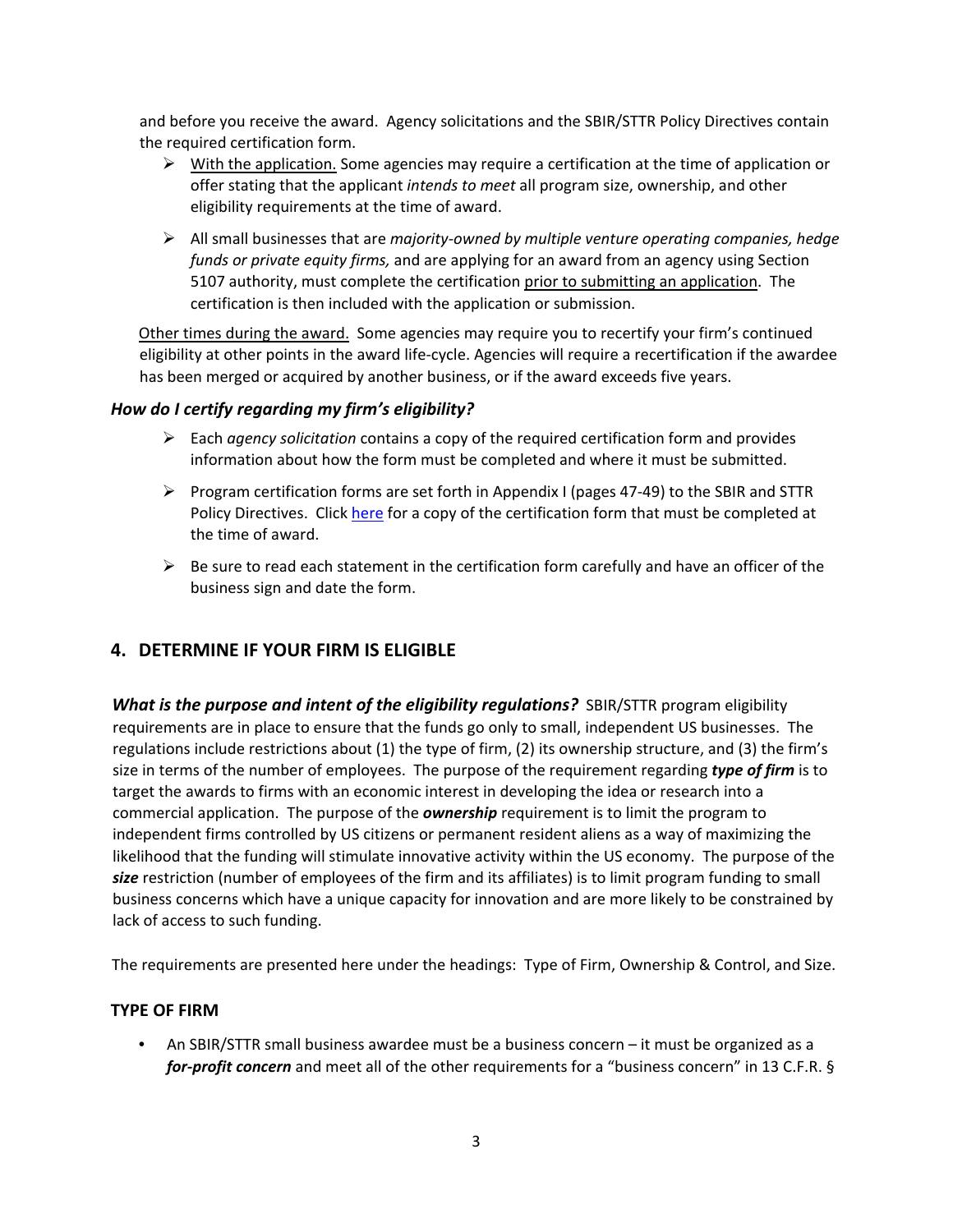and before you receive the award. Agency solicitations and the SBIR/STTR Policy Directives contain the required certification form.

- With the application. Some agencies may require a certification at the time of application or offer stating that the applicant *intends to meet* all program size, ownership, and other eligibility requirements at the time of award.
- All small businesses that are *majority-owned by multiple venture operating companies, hedge funds or private equity firms,* and are applying for an award from an agency using Section 5107 authority, must complete the certification prior to submitting an application. The certification is then included with the application or submission.

Other times during the award. Some agencies may require you to recertify your firm's continued eligibility at other points in the award life-cycle. Agencies will require a recertification if the awardee has been merged or acquired by another business, or if the award exceeds five years.

### *How do I certify regarding my firm's eligibility?*

- Each *agency solicitation* contains a copy of the required certification form and provides information about how the form must be completed and where it must be submitted.
- Program certification forms are set forth in Appendix I (pages 47-49) to the SBIR and STTR Policy Directives. Click here for a copy of the certification form that must be completed at the time of award.
- Be sure to read each statement in the certification form carefully and have an officer of the business sign and date the form.

## 4. DETERMINE IF YOUR FIRM IS ELIGIBLE

***What is the purpose and intent of the eligibility regulations?*** SBIR/STTR program eligibility requirements are in place to ensure that the funds go only to small, independent US businesses. The regulations include restrictions about (1) the type of firm, (2) its ownership structure, and (3) the firm's size in terms of the number of employees. The purpose of the requirement regarding ***type of firm*** is to target the awards to firms with an economic interest in developing the idea or research into a commercial application. The purpose of the ***ownership*** requirement is to limit the program to independent firms controlled by US citizens or permanent resident aliens as a way of maximizing the likelihood that the funding will stimulate innovative activity within the US economy. The purpose of the ***size*** restriction (number of employees of the firm and its affiliates) is to limit program funding to small business concerns which have a unique capacity for innovation and are more likely to be constrained by lack of access to such funding.

The requirements are presented here under the headings: Type of Firm, Ownership & Control, and Size.

### TYPE OF FIRM

- An SBIR/STTR small business awardee must be a business concern – it must be organized as a ***for-profit concern*** and meet all of the other requirements for a "business concern" in 13 C.F.R. §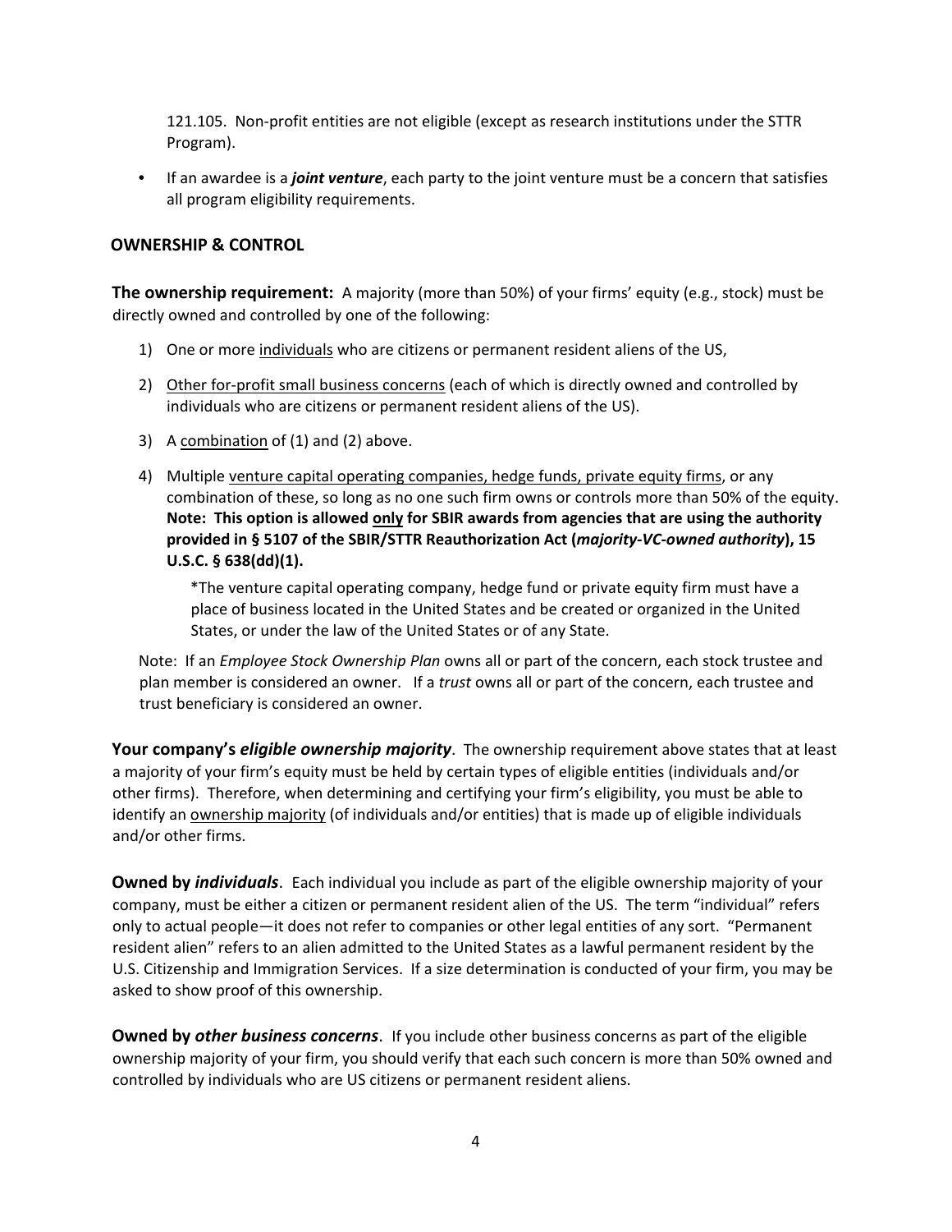121.105. Non-profit entities are not eligible (except as research institutions under the STTR Program).

- If an awardee is a ***joint venture***, each party to the joint venture must be a concern that satisfies all program eligibility requirements.

## OWNERSHIP & CONTROL

**The ownership requirement:** A majority (more than 50%) of your firms' equity (e.g., stock) must be directly owned and controlled by one of the following:

1) One or more <u>individuals</u> who are citizens or permanent resident aliens of the US,

2) <u>Other for-profit small business concerns</u> (each of which is directly owned and controlled by individuals who are citizens or permanent resident aliens of the US).

3) A <u>combination</u> of (1) and (2) above.

4) Multiple <u>venture capital operating companies, hedge funds, private equity firms</u>, or any combination of these, so long as no one such firm owns or controls more than 50% of the equity. **Note: This option is allowed <u>only</u> for SBIR awards from agencies that are using the authority provided in § 5107 of the SBIR/STTR Reauthorization Act (*majority-VC-owned authority*), 15 U.S.C. § 638(dd)(1).**

   *The venture capital operating company, hedge fund or private equity firm must have a place of business located in the United States and be created or organized in the United States, or under the law of the United States or of any State.

Note: If an *Employee Stock Ownership Plan* owns all or part of the concern, each stock trustee and plan member is considered an owner. If a *trust* owns all or part of the concern, each trustee and trust beneficiary is considered an owner.

**Your company's *eligible ownership majority***. The ownership requirement above states that at least a majority of your firm's equity must be held by certain types of eligible entities (individuals and/or other firms). Therefore, when determining and certifying your firm's eligibility, you must be able to identify an <u>ownership majority</u> (of individuals and/or entities) that is made up of eligible individuals and/or other firms.

**Owned by *individuals***. Each individual you include as part of the eligible ownership majority of your company, must be either a citizen or permanent resident alien of the US. The term "individual" refers only to actual people—it does not refer to companies or other legal entities of any sort. "Permanent resident alien" refers to an alien admitted to the United States as a lawful permanent resident by the U.S. Citizenship and Immigration Services. If a size determination is conducted of your firm, you may be asked to show proof of this ownership.

**Owned by *other business concerns***. If you include other business concerns as part of the eligible ownership majority of your firm, you should verify that each such concern is more than 50% owned and controlled by individuals who are US citizens or permanent resident aliens.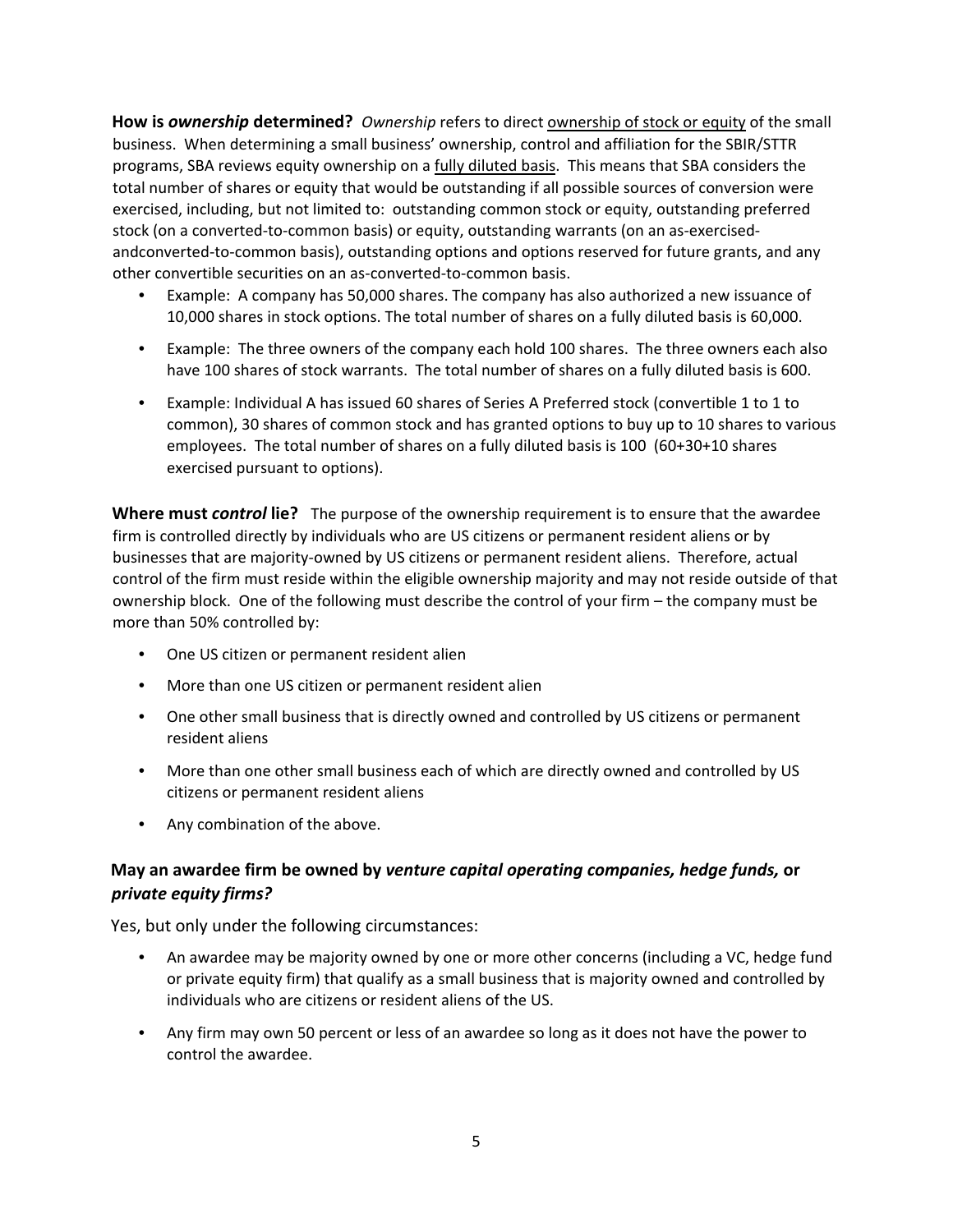**How is *ownership* determined?** *Ownership* refers to direct <u>ownership of stock or equity</u> of the small business. When determining a small business' ownership, control and affiliation for the SBIR/STTR programs, SBA reviews equity ownership on a <u>fully diluted basis</u>. This means that SBA considers the total number of shares or equity that would be outstanding if all possible sources of conversion were exercised, including, but not limited to: outstanding common stock or equity, outstanding preferred stock (on a converted-to-common basis) or equity, outstanding warrants (on an as-exercised-andconverted-to-common basis), outstanding options and options reserved for future grants, and any other convertible securities on an as-converted-to-common basis.

- Example: A company has 50,000 shares. The company has also authorized a new issuance of 10,000 shares in stock options. The total number of shares on a fully diluted basis is 60,000.
- Example: The three owners of the company each hold 100 shares. The three owners each also have 100 shares of stock warrants. The total number of shares on a fully diluted basis is 600.
- Example: Individual A has issued 60 shares of Series A Preferred stock (convertible 1 to 1 to common), 30 shares of common stock and has granted options to buy up to 10 shares to various employees. The total number of shares on a fully diluted basis is 100 (60+30+10 shares exercised pursuant to options).

**Where must *control* lie?** The purpose of the ownership requirement is to ensure that the awardee firm is controlled directly by individuals who are US citizens or permanent resident aliens or by businesses that are majority-owned by US citizens or permanent resident aliens. Therefore, actual control of the firm must reside within the eligible ownership majority and may not reside outside of that ownership block. One of the following must describe the control of your firm – the company must be more than 50% controlled by:

- One US citizen or permanent resident alien
- More than one US citizen or permanent resident alien
- One other small business that is directly owned and controlled by US citizens or permanent resident aliens
- More than one other small business each of which are directly owned and controlled by US citizens or permanent resident aliens
- Any combination of the above.

### May an awardee firm be owned by *venture capital operating companies, hedge funds,* or *private equity firms?*

Yes, but only under the following circumstances:

- An awardee may be majority owned by one or more other concerns (including a VC, hedge fund or private equity firm) that qualify as a small business that is majority owned and controlled by individuals who are citizens or resident aliens of the US.
- Any firm may own 50 percent or less of an awardee so long as it does not have the power to control the awardee.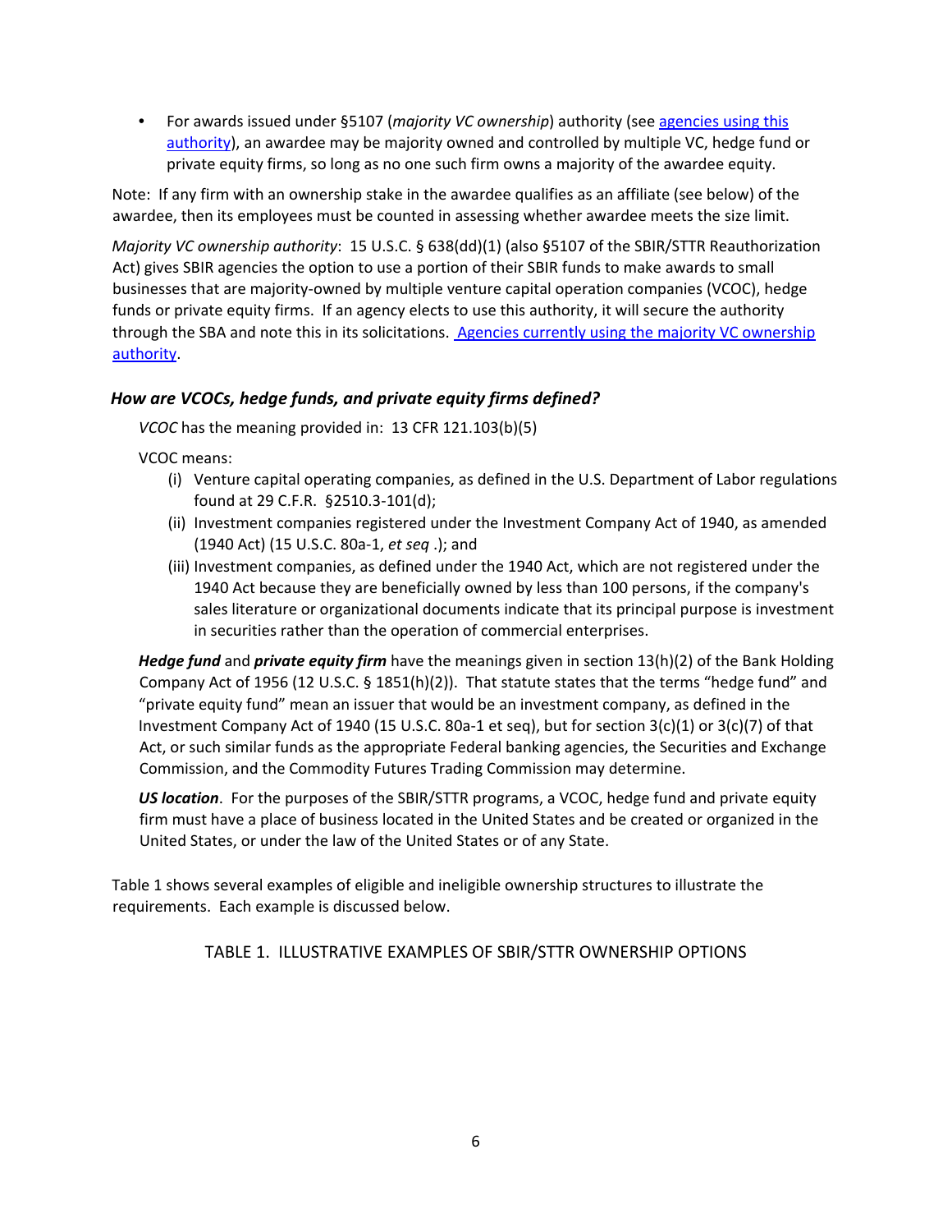- For awards issued under §5107 (*majority VC ownership*) authority (see [agencies using this authority]), an awardee may be majority owned and controlled by multiple VC, hedge fund or private equity firms, so long as no one such firm owns a majority of the awardee equity.

Note: If any firm with an ownership stake in the awardee qualifies as an affiliate (see below) of the awardee, then its employees must be counted in assessing whether awardee meets the size limit.

*Majority VC ownership authority*: 15 U.S.C. § 638(dd)(1) (also §5107 of the SBIR/STTR Reauthorization Act) gives SBIR agencies the option to use a portion of their SBIR funds to make awards to small businesses that are majority-owned by multiple venture capital operation companies (VCOC), hedge funds or private equity firms. If an agency elects to use this authority, it will secure the authority through the SBA and note this in its solicitations. [Agencies currently using the majority VC ownership authority].

### *How are VCOCs, hedge funds, and private equity firms defined?*

*VCOC* has the meaning provided in: 13 CFR 121.103(b)(5)

VCOC means:

- (i) Venture capital operating companies, as defined in the U.S. Department of Labor regulations found at 29 C.F.R. §2510.3-101(d);
- (ii) Investment companies registered under the Investment Company Act of 1940, as amended (1940 Act) (15 U.S.C. 80a-1, *et seq* .); and
- (iii) Investment companies, as defined under the 1940 Act, which are not registered under the 1940 Act because they are beneficially owned by less than 100 persons, if the company's sales literature or organizational documents indicate that its principal purpose is investment in securities rather than the operation of commercial enterprises.

***Hedge fund*** and ***private equity firm*** have the meanings given in section 13(h)(2) of the Bank Holding Company Act of 1956 (12 U.S.C. § 1851(h)(2)). That statute states that the terms "hedge fund" and "private equity fund" mean an issuer that would be an investment company, as defined in the Investment Company Act of 1940 (15 U.S.C. 80a-1 et seq), but for section 3(c)(1) or 3(c)(7) of that Act, or such similar funds as the appropriate Federal banking agencies, the Securities and Exchange Commission, and the Commodity Futures Trading Commission may determine.

***US location***. For the purposes of the SBIR/STTR programs, a VCOC, hedge fund and private equity firm must have a place of business located in the United States and be created or organized in the United States, or under the law of the United States or of any State.

Table 1 shows several examples of eligible and ineligible ownership structures to illustrate the requirements. Each example is discussed below.

TABLE 1. ILLUSTRATIVE EXAMPLES OF SBIR/STTR OWNERSHIP OPTIONS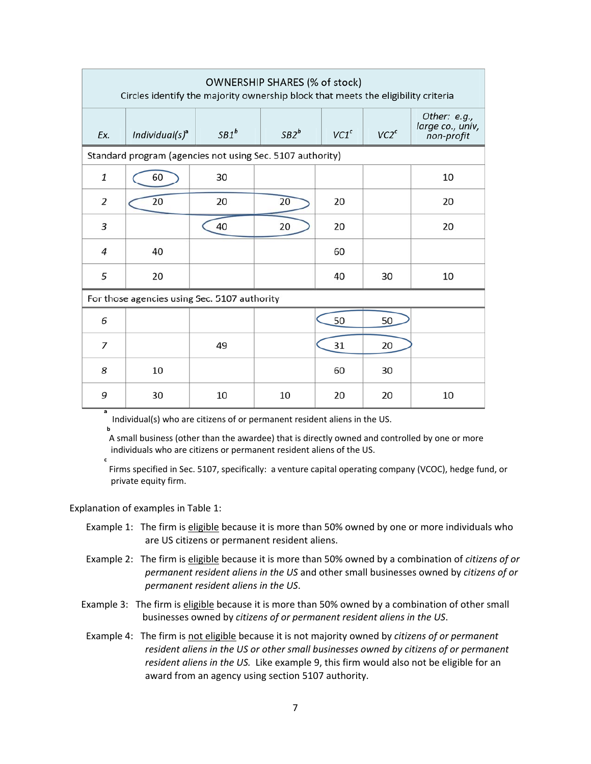| OWNERSHIP SHARES (% of stock) Circles identify the majority ownership block that meets the eligibility criteria | | | | | | |
|---|---|---|---|---|---|---|
| *Ex.* | *Individual(s)*[a] | *SB1*[b] | *SB2*[b] | *VC1*[c] | *VC2*[c] | *Other: e.g., large co., univ, non-profit* |
| Standard program (agencies not using Sec. 5107 authority) | | | | | | |
| *1* | 60 | 30 | | | | 10 |
| *2* | 20 | 20 | 20 | 20 | | 20 |
| *3* | | 40 | 20 | 20 | | 20 |
| *4* | 40 | | | 60 | | |
| *5* | 20 | | | 40 | 30 | 10 |
| For those agencies using Sec. 5107 authority | | | | | | |
| *6* | | | | 50 | 50 | |
| *7* | | 49 | | 31 | 20 | |
| *8* | 10 | | | 60 | 30 | |
| *9* | 30 | 10 | 10 | 20 | 20 | 10 |

[a] Individual(s) who are citizens of or permanent resident aliens in the US.

[b] A small business (other than the awardee) that is directly owned and controlled by one or more individuals who are citizens or permanent resident aliens of the US.

[c] Firms specified in Sec. 5107, specifically: a venture capital operating company (VCOC), hedge fund, or private equity firm.

Explanation of examples in Table 1:

Example 1: The firm is eligible because it is more than 50% owned by one or more individuals who are US citizens or permanent resident aliens.

Example 2: The firm is eligible because it is more than 50% owned by a combination of *citizens of or permanent resident aliens in the US* and other small businesses owned by *citizens of or permanent resident aliens in the US*.

Example 3: The firm is eligible because it is more than 50% owned by a combination of other small businesses owned by *citizens of or permanent resident aliens in the US*.

Example 4: The firm is not eligible because it is not majority owned by *citizens of or permanent resident aliens in the US or other small businesses owned by citizens of or permanent resident aliens in the US.* Like example 9, this firm would also not be eligible for an award from an agency using section 5107 authority.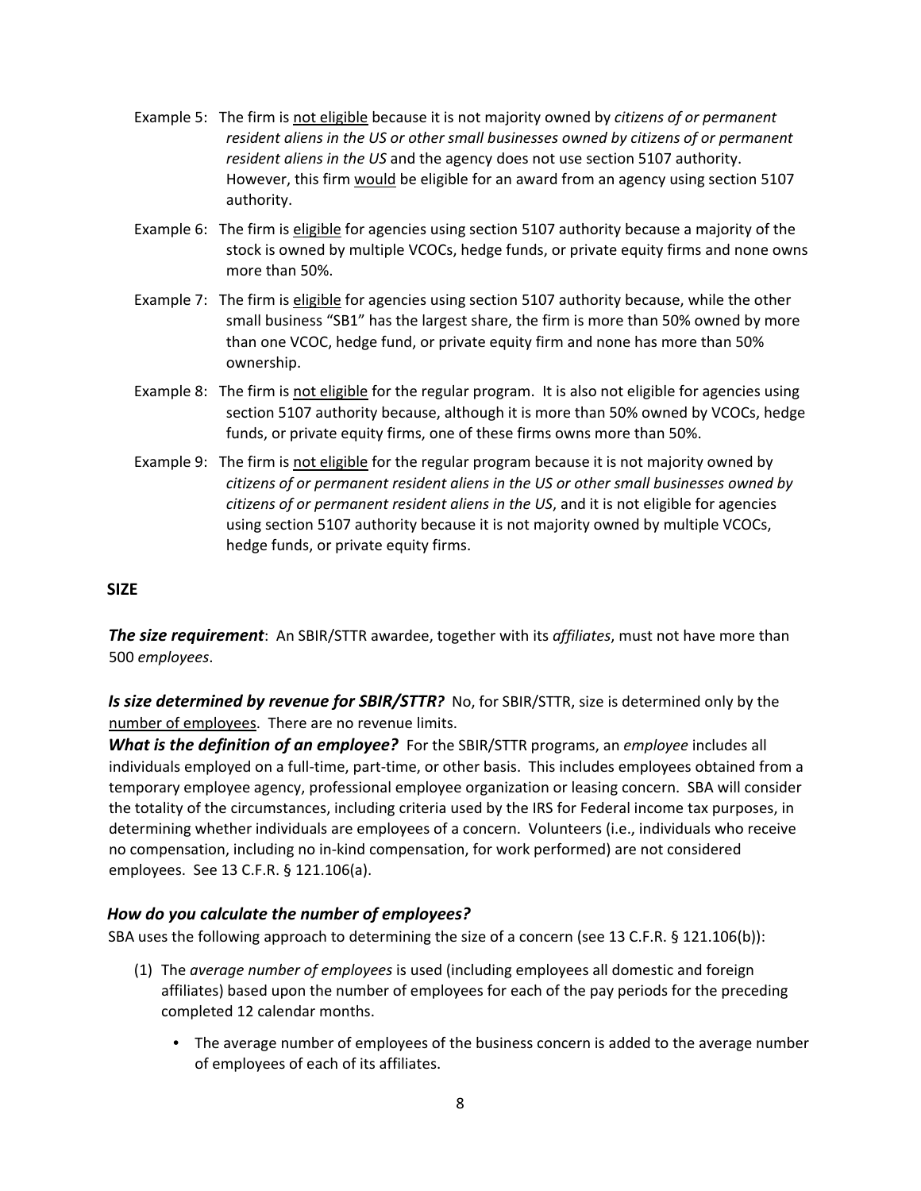Example 5: The firm is not eligible because it is not majority owned by *citizens of or permanent resident aliens in the US or other small businesses owned by citizens of or permanent resident aliens in the US* and the agency does not use section 5107 authority. However, this firm would be eligible for an award from an agency using section 5107 authority.

Example 6: The firm is eligible for agencies using section 5107 authority because a majority of the stock is owned by multiple VCOCs, hedge funds, or private equity firms and none owns more than 50%.

Example 7: The firm is eligible for agencies using section 5107 authority because, while the other small business "SB1" has the largest share, the firm is more than 50% owned by more than one VCOC, hedge fund, or private equity firm and none has more than 50% ownership.

Example 8: The firm is not eligible for the regular program. It is also not eligible for agencies using section 5107 authority because, although it is more than 50% owned by VCOCs, hedge funds, or private equity firms, one of these firms owns more than 50%.

Example 9: The firm is not eligible for the regular program because it is not majority owned by *citizens of or permanent resident aliens in the US or other small businesses owned by citizens of or permanent resident aliens in the US*, and it is not eligible for agencies using section 5107 authority because it is not majority owned by multiple VCOCs, hedge funds, or private equity firms.

## SIZE

***The size requirement***: An SBIR/STTR awardee, together with its *affiliates*, must not have more than 500 *employees*.

***Is size determined by revenue for SBIR/STTR?*** No, for SBIR/STTR, size is determined only by the number of employees. There are no revenue limits.

***What is the definition of an employee?*** For the SBIR/STTR programs, an *employee* includes all individuals employed on a full-time, part-time, or other basis. This includes employees obtained from a temporary employee agency, professional employee organization or leasing concern. SBA will consider the totality of the circumstances, including criteria used by the IRS for Federal income tax purposes, in determining whether individuals are employees of a concern. Volunteers (i.e., individuals who receive no compensation, including no in-kind compensation, for work performed) are not considered employees. See 13 C.F.R. § 121.106(a).

### *How do you calculate the number of employees?*

SBA uses the following approach to determining the size of a concern (see 13 C.F.R. § 121.106(b)):

(1) The *average number of employees* is used (including employees all domestic and foreign affiliates) based upon the number of employees for each of the pay periods for the preceding completed 12 calendar months.

- The average number of employees of the business concern is added to the average number of employees of each of its affiliates.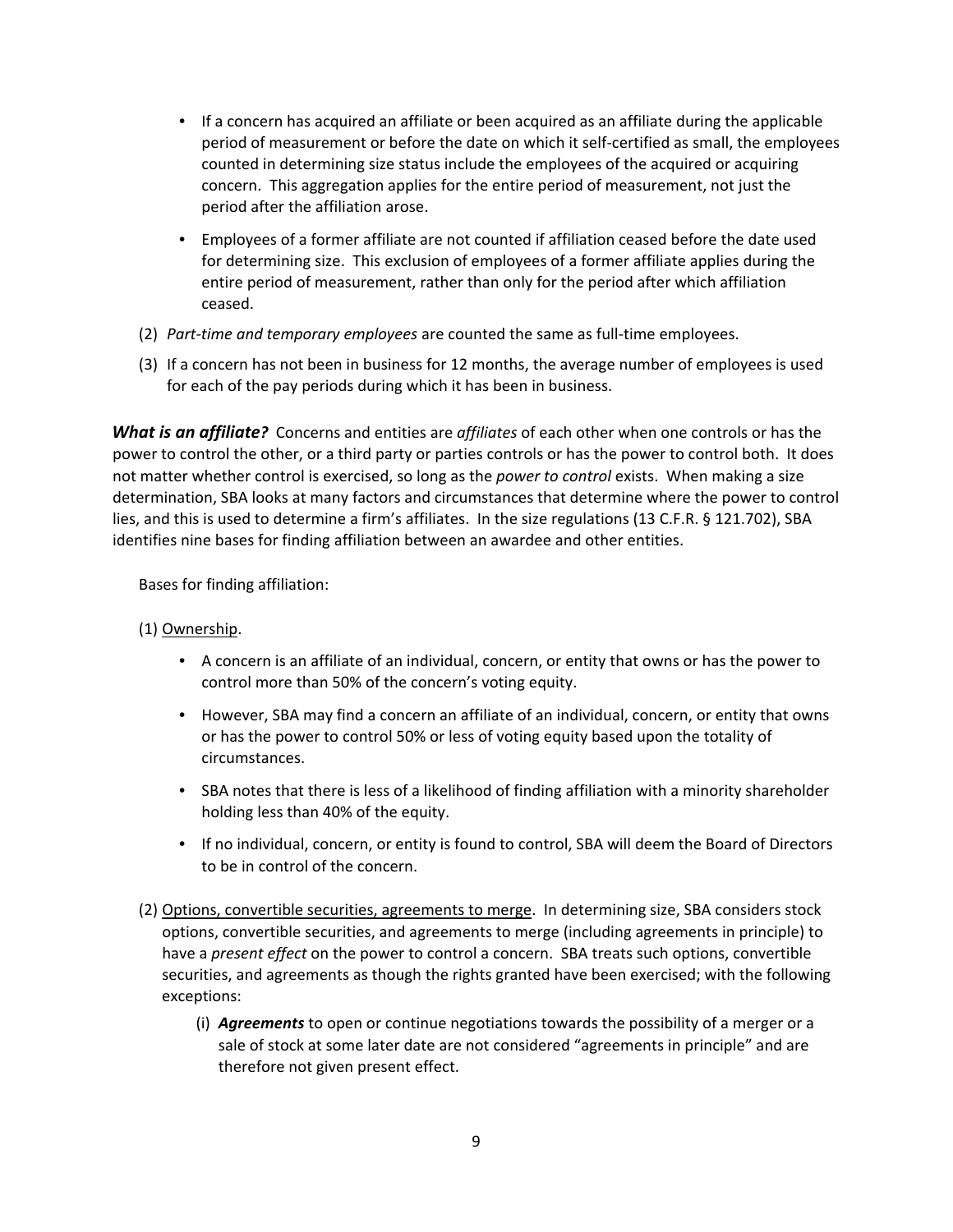- If a concern has acquired an affiliate or been acquired as an affiliate during the applicable period of measurement or before the date on which it self-certified as small, the employees counted in determining size status include the employees of the acquired or acquiring concern. This aggregation applies for the entire period of measurement, not just the period after the affiliation arose.
- Employees of a former affiliate are not counted if affiliation ceased before the date used for determining size. This exclusion of employees of a former affiliate applies during the entire period of measurement, rather than only for the period after which affiliation ceased.

(2) *Part-time and temporary employees* are counted the same as full-time employees.

(3) If a concern has not been in business for 12 months, the average number of employees is used for each of the pay periods during which it has been in business.

***What is an affiliate?*** Concerns and entities are *affiliates* of each other when one controls or has the power to control the other, or a third party or parties controls or has the power to control both. It does not matter whether control is exercised, so long as the *power to control* exists. When making a size determination, SBA looks at many factors and circumstances that determine where the power to control lies, and this is used to determine a firm's affiliates. In the size regulations (13 C.F.R. § 121.702), SBA identifies nine bases for finding affiliation between an awardee and other entities.

Bases for finding affiliation:

(1) <u>Ownership</u>.

- A concern is an affiliate of an individual, concern, or entity that owns or has the power to control more than 50% of the concern's voting equity.
- However, SBA may find a concern an affiliate of an individual, concern, or entity that owns or has the power to control 50% or less of voting equity based upon the totality of circumstances.
- SBA notes that there is less of a likelihood of finding affiliation with a minority shareholder holding less than 40% of the equity.
- If no individual, concern, or entity is found to control, SBA will deem the Board of Directors to be in control of the concern.

(2) <u>Options, convertible securities, agreements to merge</u>. In determining size, SBA considers stock options, convertible securities, and agreements to merge (including agreements in principle) to have a *present effect* on the power to control a concern. SBA treats such options, convertible securities, and agreements as though the rights granted have been exercised; with the following exceptions:

(i) ***Agreements*** to open or continue negotiations towards the possibility of a merger or a sale of stock at some later date are not considered "agreements in principle" and are therefore not given present effect.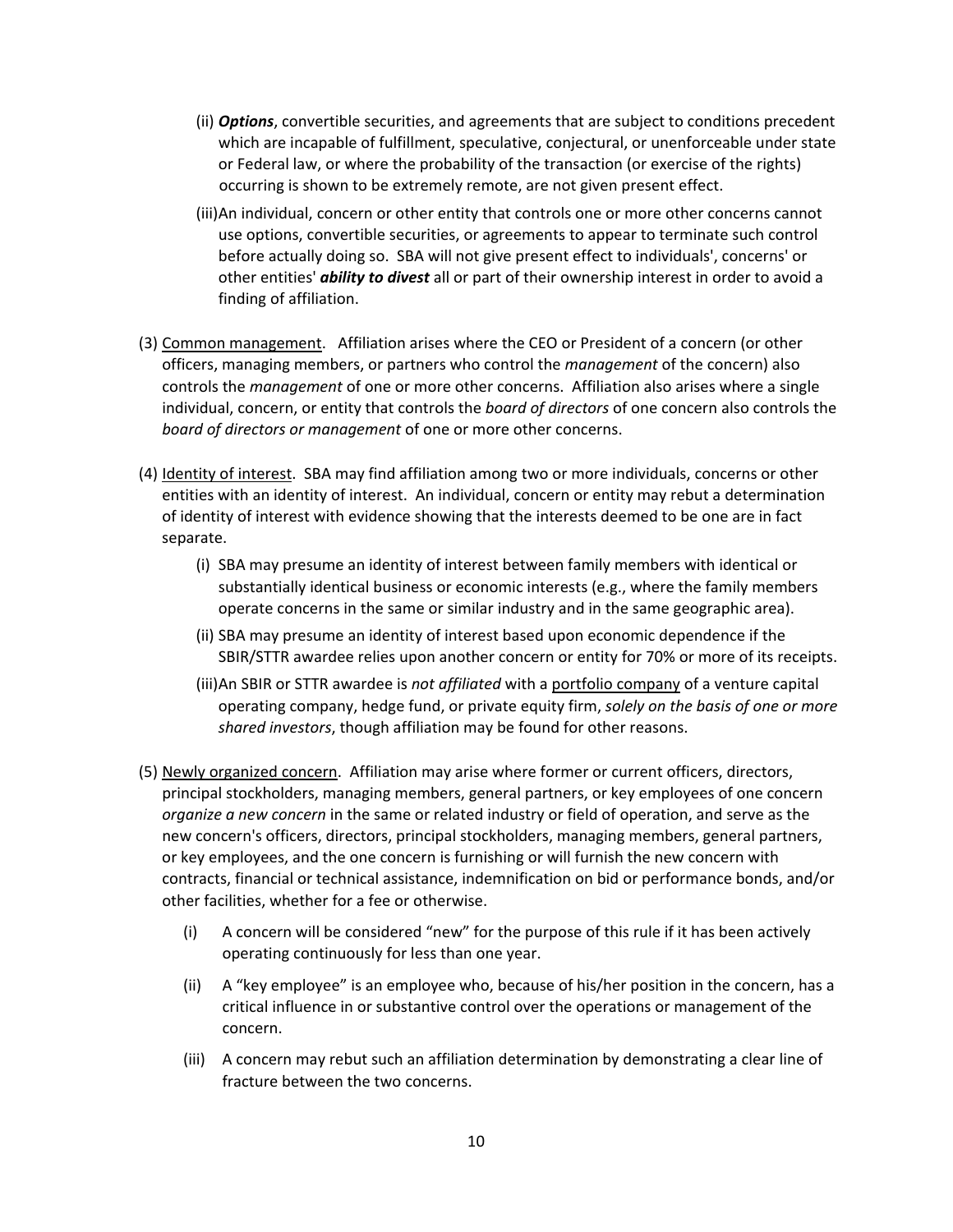(ii) ***Options***, convertible securities, and agreements that are subject to conditions precedent which are incapable of fulfillment, speculative, conjectural, or unenforceable under state or Federal law, or where the probability of the transaction (or exercise of the rights) occurring is shown to be extremely remote, are not given present effect.

(iii) An individual, concern or other entity that controls one or more other concerns cannot use options, convertible securities, or agreements to appear to terminate such control before actually doing so. SBA will not give present effect to individuals', concerns' or other entities' ***ability to divest*** all or part of their ownership interest in order to avoid a finding of affiliation.

(3) <u>Common management</u>. Affiliation arises where the CEO or President of a concern (or other officers, managing members, or partners who control the *management* of the concern) also controls the *management* of one or more other concerns. Affiliation also arises where a single individual, concern, or entity that controls the *board of directors* of one concern also controls the *board of directors or management* of one or more other concerns.

(4) <u>Identity of interest</u>. SBA may find affiliation among two or more individuals, concerns or other entities with an identity of interest. An individual, concern or entity may rebut a determination of identity of interest with evidence showing that the interests deemed to be one are in fact separate.

(i) SBA may presume an identity of interest between family members with identical or substantially identical business or economic interests (e.g., where the family members operate concerns in the same or similar industry and in the same geographic area).

(ii) SBA may presume an identity of interest based upon economic dependence if the SBIR/STTR awardee relies upon another concern or entity for 70% or more of its receipts.

(iii) An SBIR or STTR awardee is *not affiliated* with a <u>portfolio company</u> of a venture capital operating company, hedge fund, or private equity firm, *solely on the basis of one or more shared investors*, though affiliation may be found for other reasons.

(5) <u>Newly organized concern</u>. Affiliation may arise where former or current officers, directors, principal stockholders, managing members, general partners, or key employees of one concern *organize a new concern* in the same or related industry or field of operation, and serve as the new concern's officers, directors, principal stockholders, managing members, general partners, or key employees, and the one concern is furnishing or will furnish the new concern with contracts, financial or technical assistance, indemnification on bid or performance bonds, and/or other facilities, whether for a fee or otherwise.

(i) A concern will be considered "new" for the purpose of this rule if it has been actively operating continuously for less than one year.

(ii) A "key employee" is an employee who, because of his/her position in the concern, has a critical influence in or substantive control over the operations or management of the concern.

(iii) A concern may rebut such an affiliation determination by demonstrating a clear line of fracture between the two concerns.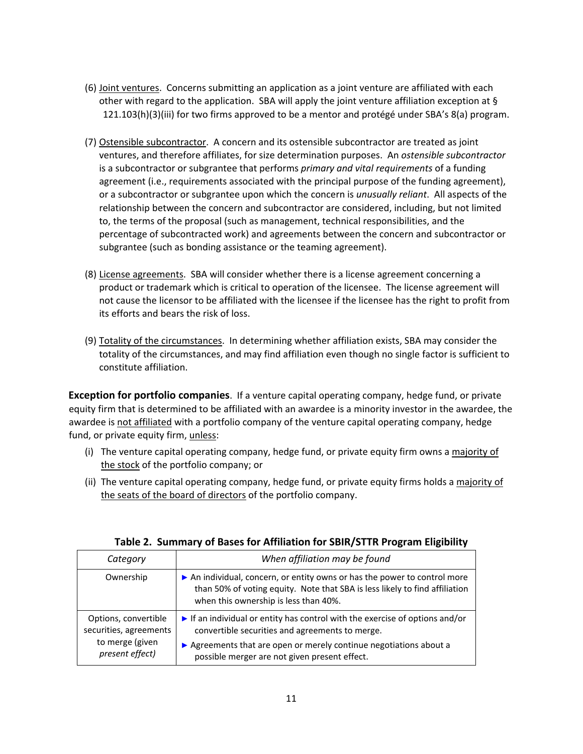(6) Joint ventures. Concerns submitting an application as a joint venture are affiliated with each other with regard to the application. SBA will apply the joint venture affiliation exception at § 121.103(h)(3)(iii) for two firms approved to be a mentor and protégé under SBA's 8(a) program.

(7) Ostensible subcontractor. A concern and its ostensible subcontractor are treated as joint ventures, and therefore affiliates, for size determination purposes. An *ostensible subcontractor* is a subcontractor or subgrantee that performs *primary and vital requirements* of a funding agreement (i.e., requirements associated with the principal purpose of the funding agreement), or a subcontractor or subgrantee upon which the concern is *unusually reliant*. All aspects of the relationship between the concern and subcontractor are considered, including, but not limited to, the terms of the proposal (such as management, technical responsibilities, and the percentage of subcontracted work) and agreements between the concern and subcontractor or subgrantee (such as bonding assistance or the teaming agreement).

(8) License agreements. SBA will consider whether there is a license agreement concerning a product or trademark which is critical to operation of the licensee. The license agreement will not cause the licensor to be affiliated with the licensee if the licensee has the right to profit from its efforts and bears the risk of loss.

(9) Totality of the circumstances. In determining whether affiliation exists, SBA may consider the totality of the circumstances, and may find affiliation even though no single factor is sufficient to constitute affiliation.

**Exception for portfolio companies**. If a venture capital operating company, hedge fund, or private equity firm that is determined to be affiliated with an awardee is a minority investor in the awardee, the awardee is not affiliated with a portfolio company of the venture capital operating company, hedge fund, or private equity firm, unless:

(i) The venture capital operating company, hedge fund, or private equity firm owns a majority of the stock of the portfolio company; or

(ii) The venture capital operating company, hedge fund, or private equity firms holds a majority of the seats of the board of directors of the portfolio company.

**Table 2. Summary of Bases for Affiliation for SBIR/STTR Program Eligibility**

| *Category* | *When affiliation may be found* |
| --- | --- |
| Ownership | ► An individual, concern, or entity owns or has the power to control more than 50% of voting equity. Note that SBA is less likely to find affiliation when this ownership is less than 40%. |
| Options, convertible securities, agreements to merge (given *present effect)* | ► If an individual or entity has control with the exercise of options and/or convertible securities and agreements to merge. ► Agreements that are open or merely continue negotiations about a possible merger are not given present effect. |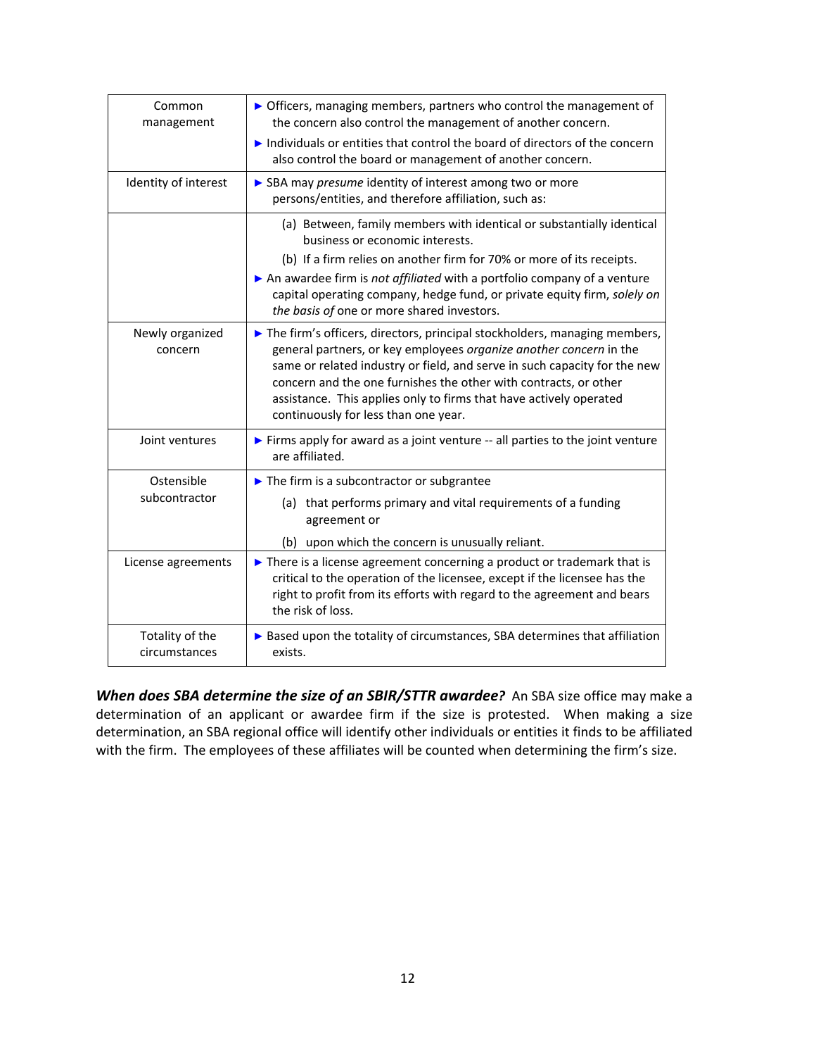| | |
|---|---|
| Common management | ► Officers, managing members, partners who control the management of the concern also control the management of another concern.<br>► Individuals or entities that control the board of directors of the concern also control the board or management of another concern. |
| Identity of interest | ► SBA may *presume* identity of interest among two or more persons/entities, and therefore affiliation, such as: |
| | (a) Between, family members with identical or substantially identical business or economic interests.<br>(b) If a firm relies on another firm for 70% or more of its receipts.<br>► An awardee firm is *not affiliated* with a portfolio company of a venture capital operating company, hedge fund, or private equity firm, *solely on the basis of* one or more shared investors. |
| Newly organized concern | ► The firm's officers, directors, principal stockholders, managing members, general partners, or key employees *organize another concern* in the same or related industry or field, and serve in such capacity for the new concern and the one furnishes the other with contracts, or other assistance. This applies only to firms that have actively operated continuously for less than one year. |
| Joint ventures | ► Firms apply for award as a joint venture -- all parties to the joint venture are affiliated. |
| Ostensible subcontractor | ► The firm is a subcontractor or subgrantee<br>(a) that performs primary and vital requirements of a funding agreement or<br>(b) upon which the concern is unusually reliant. |
| License agreements | ► There is a license agreement concerning a product or trademark that is critical to the operation of the licensee, except if the licensee has the right to profit from its efforts with regard to the agreement and bears the risk of loss. |
| Totality of the circumstances | ► Based upon the totality of circumstances, SBA determines that affiliation exists. |

***When does SBA determine the size of an SBIR/STTR awardee?*** An SBA size office may make a determination of an applicant or awardee firm if the size is protested. When making a size determination, an SBA regional office will identify other individuals or entities it finds to be affiliated with the firm. The employees of these affiliates will be counted when determining the firm's size.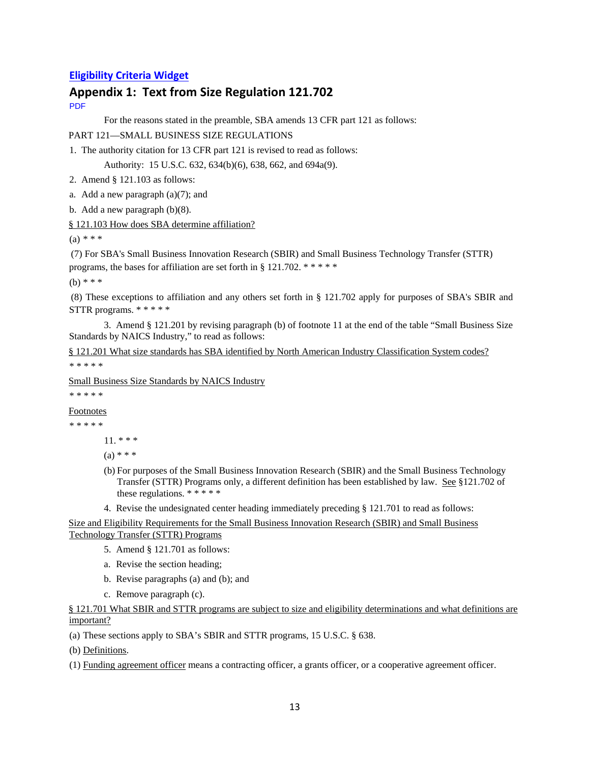[Eligibility Criteria Widget](#)

## Appendix 1: Text from Size Regulation 121.702

PDF

For the reasons stated in the preamble, SBA amends 13 CFR part 121 as follows:

PART 121—SMALL BUSINESS SIZE REGULATIONS

1. The authority citation for 13 CFR part 121 is revised to read as follows:

   Authority: 15 U.S.C. 632, 634(b)(6), 638, 662, and 694a(9).

2. Amend § 121.103 as follows:

a. Add a new paragraph (a)(7); and

b. Add a new paragraph (b)(8).

§ 121.103 How does SBA determine affiliation?

(a) * * *

(7) For SBA's Small Business Innovation Research (SBIR) and Small Business Technology Transfer (STTR) programs, the bases for affiliation are set forth in § 121.702. * * * * *

(b) * * *

(8) These exceptions to affiliation and any others set forth in § 121.702 apply for purposes of SBA's SBIR and STTR programs. * * * * *

3. Amend § 121.201 by revising paragraph (b) of footnote 11 at the end of the table "Small Business Size Standards by NAICS Industry," to read as follows:

§ 121.201 What size standards has SBA identified by North American Industry Classification System codes?

* * * * *

Small Business Size Standards by NAICS Industry

* * * * *

Footnotes

* * * * *

11. * * *

(a) * * *

(b) For purposes of the Small Business Innovation Research (SBIR) and the Small Business Technology Transfer (STTR) Programs only, a different definition has been established by law. See §121.702 of these regulations. * * * * *

4. Revise the undesignated center heading immediately preceding § 121.701 to read as follows:

Size and Eligibility Requirements for the Small Business Innovation Research (SBIR) and Small Business Technology Transfer (STTR) Programs

5. Amend § 121.701 as follows:

a. Revise the section heading;

b. Revise paragraphs (a) and (b); and

c. Remove paragraph (c).

§ 121.701 What SBIR and STTR programs are subject to size and eligibility determinations and what definitions are important?

(a) These sections apply to SBA's SBIR and STTR programs, 15 U.S.C. § 638.

(b) Definitions.

(1) Funding agreement officer means a contracting officer, a grants officer, or a cooperative agreement officer.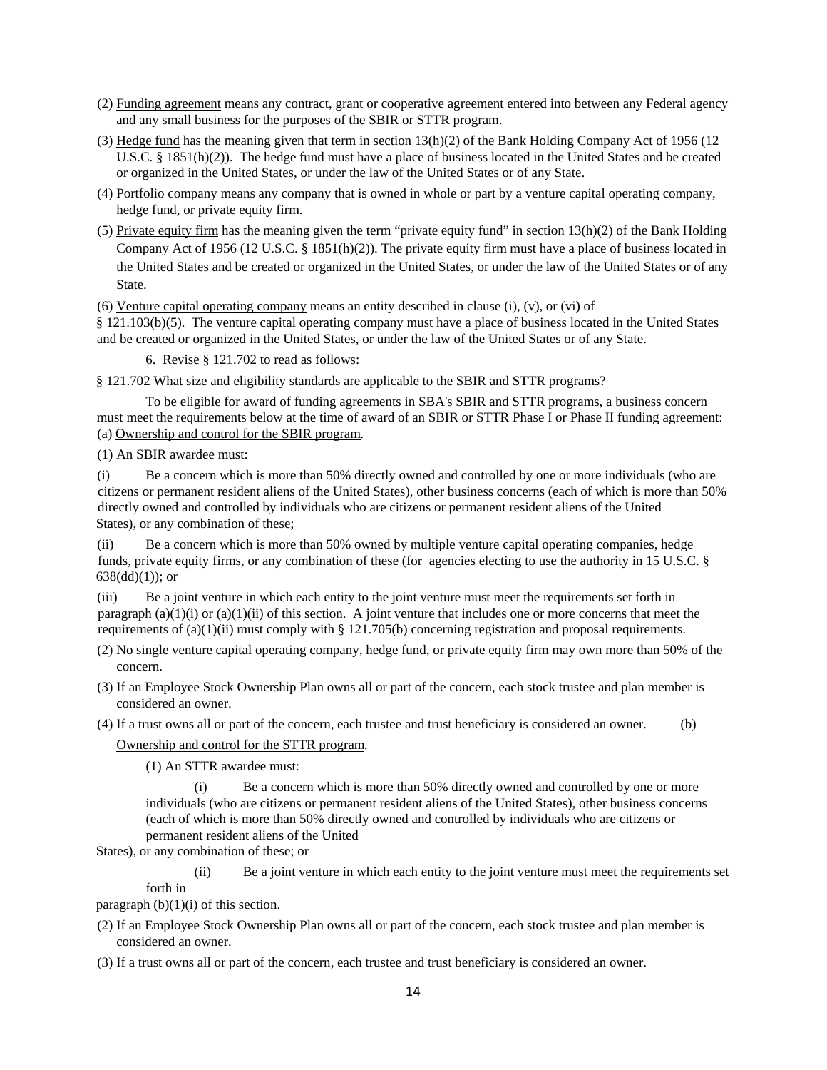(2) Funding agreement means any contract, grant or cooperative agreement entered into between any Federal agency and any small business for the purposes of the SBIR or STTR program.

(3) Hedge fund has the meaning given that term in section 13(h)(2) of the Bank Holding Company Act of 1956 (12 U.S.C. § 1851(h)(2)). The hedge fund must have a place of business located in the United States and be created or organized in the United States, or under the law of the United States or of any State.

(4) Portfolio company means any company that is owned in whole or part by a venture capital operating company, hedge fund, or private equity firm.

(5) Private equity firm has the meaning given the term "private equity fund" in section 13(h)(2) of the Bank Holding Company Act of 1956 (12 U.S.C. § 1851(h)(2)). The private equity firm must have a place of business located in the United States and be created or organized in the United States, or under the law of the United States or of any State.

(6) Venture capital operating company means an entity described in clause (i), (v), or (vi) of § 121.103(b)(5). The venture capital operating company must have a place of business located in the United States and be created or organized in the United States, or under the law of the United States or of any State.

6. Revise § 121.702 to read as follows:

§ 121.702 What size and eligibility standards are applicable to the SBIR and STTR programs?

To be eligible for award of funding agreements in SBA's SBIR and STTR programs, a business concern must meet the requirements below at the time of award of an SBIR or STTR Phase I or Phase II funding agreement:

(a) Ownership and control for the SBIR program.

(1) An SBIR awardee must:

(i) Be a concern which is more than 50% directly owned and controlled by one or more individuals (who are citizens or permanent resident aliens of the United States), other business concerns (each of which is more than 50% directly owned and controlled by individuals who are citizens or permanent resident aliens of the United States), or any combination of these;

(ii) Be a concern which is more than 50% owned by multiple venture capital operating companies, hedge funds, private equity firms, or any combination of these (for agencies electing to use the authority in 15 U.S.C. § 638(dd)(1)); or

(iii) Be a joint venture in which each entity to the joint venture must meet the requirements set forth in paragraph (a)(1)(i) or (a)(1)(ii) of this section. A joint venture that includes one or more concerns that meet the requirements of (a)(1)(ii) must comply with § 121.705(b) concerning registration and proposal requirements.

(2) No single venture capital operating company, hedge fund, or private equity firm may own more than 50% of the concern.

(3) If an Employee Stock Ownership Plan owns all or part of the concern, each stock trustee and plan member is considered an owner.

(4) If a trust owns all or part of the concern, each trustee and trust beneficiary is considered an owner.

(b) Ownership and control for the STTR program.

(1) An STTR awardee must:

(i) Be a concern which is more than 50% directly owned and controlled by one or more individuals (who are citizens or permanent resident aliens of the United States), other business concerns (each of which is more than 50% directly owned and controlled by individuals who are citizens or permanent resident aliens of the United States), or any combination of these; or

(ii) Be a joint venture in which each entity to the joint venture must meet the requirements set forth in paragraph (b)(1)(i) of this section.

(2) If an Employee Stock Ownership Plan owns all or part of the concern, each stock trustee and plan member is considered an owner.

(3) If a trust owns all or part of the concern, each trustee and trust beneficiary is considered an owner.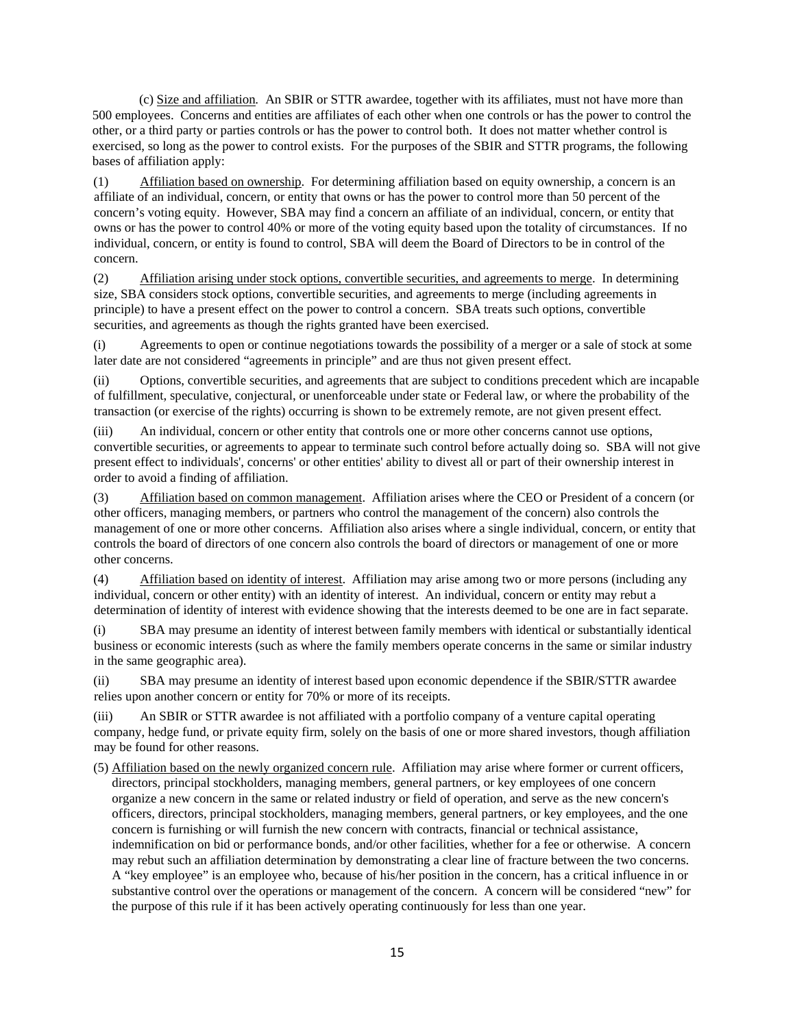(c) Size and affiliation. An SBIR or STTR awardee, together with its affiliates, must not have more than 500 employees. Concerns and entities are affiliates of each other when one controls or has the power to control the other, or a third party or parties controls or has the power to control both. It does not matter whether control is exercised, so long as the power to control exists. For the purposes of the SBIR and STTR programs, the following bases of affiliation apply:

(1) Affiliation based on ownership. For determining affiliation based on equity ownership, a concern is an affiliate of an individual, concern, or entity that owns or has the power to control more than 50 percent of the concern's voting equity. However, SBA may find a concern an affiliate of an individual, concern, or entity that owns or has the power to control 40% or more of the voting equity based upon the totality of circumstances. If no individual, concern, or entity is found to control, SBA will deem the Board of Directors to be in control of the concern.

(2) Affiliation arising under stock options, convertible securities, and agreements to merge. In determining size, SBA considers stock options, convertible securities, and agreements to merge (including agreements in principle) to have a present effect on the power to control a concern. SBA treats such options, convertible securities, and agreements as though the rights granted have been exercised.

(i) Agreements to open or continue negotiations towards the possibility of a merger or a sale of stock at some later date are not considered "agreements in principle" and are thus not given present effect.

(ii) Options, convertible securities, and agreements that are subject to conditions precedent which are incapable of fulfillment, speculative, conjectural, or unenforceable under state or Federal law, or where the probability of the transaction (or exercise of the rights) occurring is shown to be extremely remote, are not given present effect.

(iii) An individual, concern or other entity that controls one or more other concerns cannot use options, convertible securities, or agreements to appear to terminate such control before actually doing so. SBA will not give present effect to individuals', concerns' or other entities' ability to divest all or part of their ownership interest in order to avoid a finding of affiliation.

(3) Affiliation based on common management. Affiliation arises where the CEO or President of a concern (or other officers, managing members, or partners who control the management of the concern) also controls the management of one or more other concerns. Affiliation also arises where a single individual, concern, or entity that controls the board of directors of one concern also controls the board of directors or management of one or more other concerns.

(4) Affiliation based on identity of interest. Affiliation may arise among two or more persons (including any individual, concern or other entity) with an identity of interest. An individual, concern or entity may rebut a determination of identity of interest with evidence showing that the interests deemed to be one are in fact separate.

(i) SBA may presume an identity of interest between family members with identical or substantially identical business or economic interests (such as where the family members operate concerns in the same or similar industry in the same geographic area).

(ii) SBA may presume an identity of interest based upon economic dependence if the SBIR/STTR awardee relies upon another concern or entity for 70% or more of its receipts.

(iii) An SBIR or STTR awardee is not affiliated with a portfolio company of a venture capital operating company, hedge fund, or private equity firm, solely on the basis of one or more shared investors, though affiliation may be found for other reasons.

(5) Affiliation based on the newly organized concern rule. Affiliation may arise where former or current officers, directors, principal stockholders, managing members, general partners, or key employees of one concern organize a new concern in the same or related industry or field of operation, and serve as the new concern's officers, directors, principal stockholders, managing members, general partners, or key employees, and the one concern is furnishing or will furnish the new concern with contracts, financial or technical assistance, indemnification on bid or performance bonds, and/or other facilities, whether for a fee or otherwise. A concern may rebut such an affiliation determination by demonstrating a clear line of fracture between the two concerns. A "key employee" is an employee who, because of his/her position in the concern, has a critical influence in or substantive control over the operations or management of the concern. A concern will be considered "new" for the purpose of this rule if it has been actively operating continuously for less than one year.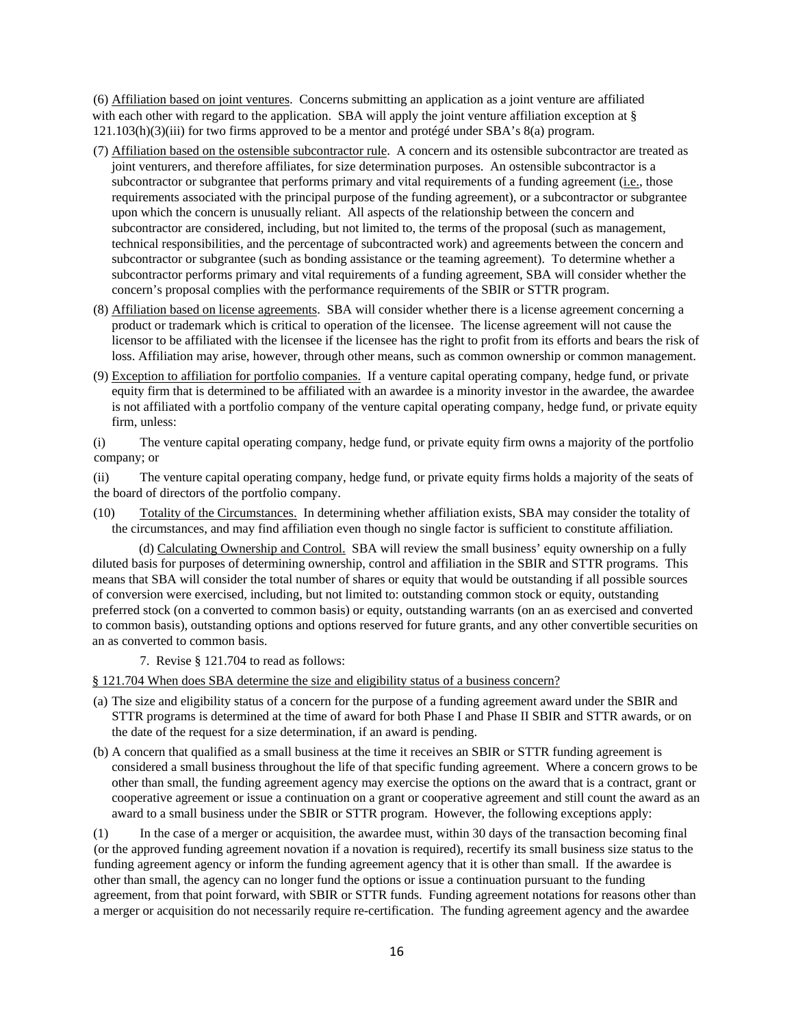(6) <u>Affiliation based on joint ventures</u>. Concerns submitting an application as a joint venture are affiliated with each other with regard to the application. SBA will apply the joint venture affiliation exception at § 121.103(h)(3)(iii) for two firms approved to be a mentor and protégé under SBA's 8(a) program.

(7) <u>Affiliation based on the ostensible subcontractor rule</u>. A concern and its ostensible subcontractor are treated as joint venturers, and therefore affiliates, for size determination purposes. An ostensible subcontractor is a subcontractor or subgrantee that performs primary and vital requirements of a funding agreement (<u>i.e.</u>, those requirements associated with the principal purpose of the funding agreement), or a subcontractor or subgrantee upon which the concern is unusually reliant. All aspects of the relationship between the concern and subcontractor are considered, including, but not limited to, the terms of the proposal (such as management, technical responsibilities, and the percentage of subcontracted work) and agreements between the concern and subcontractor or subgrantee (such as bonding assistance or the teaming agreement). To determine whether a subcontractor performs primary and vital requirements of a funding agreement, SBA will consider whether the concern's proposal complies with the performance requirements of the SBIR or STTR program.

(8) <u>Affiliation based on license agreements</u>. SBA will consider whether there is a license agreement concerning a product or trademark which is critical to operation of the licensee. The license agreement will not cause the licensor to be affiliated with the licensee if the licensee has the right to profit from its efforts and bears the risk of loss. Affiliation may arise, however, through other means, such as common ownership or common management.

(9) <u>Exception to affiliation for portfolio companies.</u> If a venture capital operating company, hedge fund, or private equity firm that is determined to be affiliated with an awardee is a minority investor in the awardee, the awardee is not affiliated with a portfolio company of the venture capital operating company, hedge fund, or private equity firm, unless:

(i) The venture capital operating company, hedge fund, or private equity firm owns a majority of the portfolio company; or

(ii) The venture capital operating company, hedge fund, or private equity firms holds a majority of the seats of the board of directors of the portfolio company.

(10) <u>Totality of the Circumstances.</u> In determining whether affiliation exists, SBA may consider the totality of the circumstances, and may find affiliation even though no single factor is sufficient to constitute affiliation.

(d) <u>Calculating Ownership and Control.</u> SBA will review the small business' equity ownership on a fully diluted basis for purposes of determining ownership, control and affiliation in the SBIR and STTR programs. This means that SBA will consider the total number of shares or equity that would be outstanding if all possible sources of conversion were exercised, including, but not limited to: outstanding common stock or equity, outstanding preferred stock (on a converted to common basis) or equity, outstanding warrants (on an as exercised and converted to common basis), outstanding options and options reserved for future grants, and any other convertible securities on an as converted to common basis.

7. Revise § 121.704 to read as follows:

<u>§ 121.704 When does SBA determine the size and eligibility status of a business concern?</u>

(a) The size and eligibility status of a concern for the purpose of a funding agreement award under the SBIR and STTR programs is determined at the time of award for both Phase I and Phase II SBIR and STTR awards, or on the date of the request for a size determination, if an award is pending.

(b) A concern that qualified as a small business at the time it receives an SBIR or STTR funding agreement is considered a small business throughout the life of that specific funding agreement. Where a concern grows to be other than small, the funding agreement agency may exercise the options on the award that is a contract, grant or cooperative agreement or issue a continuation on a grant or cooperative agreement and still count the award as an award to a small business under the SBIR or STTR program. However, the following exceptions apply:

(1) In the case of a merger or acquisition, the awardee must, within 30 days of the transaction becoming final (or the approved funding agreement novation if a novation is required), recertify its small business size status to the funding agreement agency or inform the funding agreement agency that it is other than small. If the awardee is other than small, the agency can no longer fund the options or issue a continuation pursuant to the funding agreement, from that point forward, with SBIR or STTR funds. Funding agreement notations for reasons other than a merger or acquisition do not necessarily require re-certification. The funding agreement agency and the awardee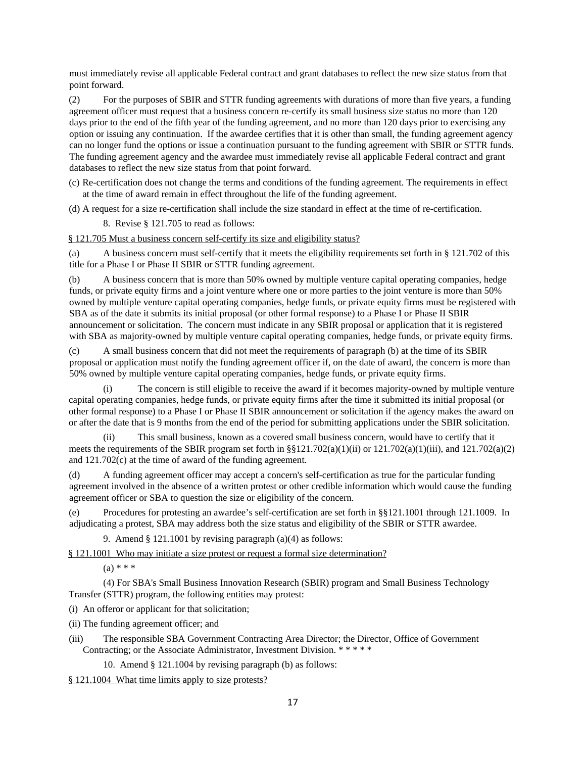must immediately revise all applicable Federal contract and grant databases to reflect the new size status from that point forward.

(2) For the purposes of SBIR and STTR funding agreements with durations of more than five years, a funding agreement officer must request that a business concern re-certify its small business size status no more than 120 days prior to the end of the fifth year of the funding agreement, and no more than 120 days prior to exercising any option or issuing any continuation. If the awardee certifies that it is other than small, the funding agreement agency can no longer fund the options or issue a continuation pursuant to the funding agreement with SBIR or STTR funds. The funding agreement agency and the awardee must immediately revise all applicable Federal contract and grant databases to reflect the new size status from that point forward.

(c) Re-certification does not change the terms and conditions of the funding agreement. The requirements in effect at the time of award remain in effect throughout the life of the funding agreement.

(d) A request for a size re-certification shall include the size standard in effect at the time of re-certification.

8. Revise § 121.705 to read as follows:

§ 121.705 Must a business concern self-certify its size and eligibility status?

(a) A business concern must self-certify that it meets the eligibility requirements set forth in § 121.702 of this title for a Phase I or Phase II SBIR or STTR funding agreement.

(b) A business concern that is more than 50% owned by multiple venture capital operating companies, hedge funds, or private equity firms and a joint venture where one or more parties to the joint venture is more than 50% owned by multiple venture capital operating companies, hedge funds, or private equity firms must be registered with SBA as of the date it submits its initial proposal (or other formal response) to a Phase I or Phase II SBIR announcement or solicitation. The concern must indicate in any SBIR proposal or application that it is registered with SBA as majority-owned by multiple venture capital operating companies, hedge funds, or private equity firms.

(c) A small business concern that did not meet the requirements of paragraph (b) at the time of its SBIR proposal or application must notify the funding agreement officer if, on the date of award, the concern is more than 50% owned by multiple venture capital operating companies, hedge funds, or private equity firms.

(i) The concern is still eligible to receive the award if it becomes majority-owned by multiple venture capital operating companies, hedge funds, or private equity firms after the time it submitted its initial proposal (or other formal response) to a Phase I or Phase II SBIR announcement or solicitation if the agency makes the award on or after the date that is 9 months from the end of the period for submitting applications under the SBIR solicitation.

(ii) This small business, known as a covered small business concern, would have to certify that it meets the requirements of the SBIR program set forth in §§121.702(a)(1)(ii) or 121.702(a)(1)(iii), and 121.702(a)(2) and 121.702(c) at the time of award of the funding agreement.

(d) A funding agreement officer may accept a concern's self-certification as true for the particular funding agreement involved in the absence of a written protest or other credible information which would cause the funding agreement officer or SBA to question the size or eligibility of the concern.

(e) Procedures for protesting an awardee's self-certification are set forth in §§121.1001 through 121.1009. In adjudicating a protest, SBA may address both the size status and eligibility of the SBIR or STTR awardee.

9. Amend § 121.1001 by revising paragraph (a)(4) as follows:

§ 121.1001 Who may initiate a size protest or request a formal size determination?

(a) * * *

(4) For SBA's Small Business Innovation Research (SBIR) program and Small Business Technology Transfer (STTR) program, the following entities may protest:

(i) An offeror or applicant for that solicitation;

(ii) The funding agreement officer; and

(iii) The responsible SBA Government Contracting Area Director; the Director, Office of Government Contracting; or the Associate Administrator, Investment Division. * * * * *

10. Amend § 121.1004 by revising paragraph (b) as follows:

§ 121.1004 What time limits apply to size protests?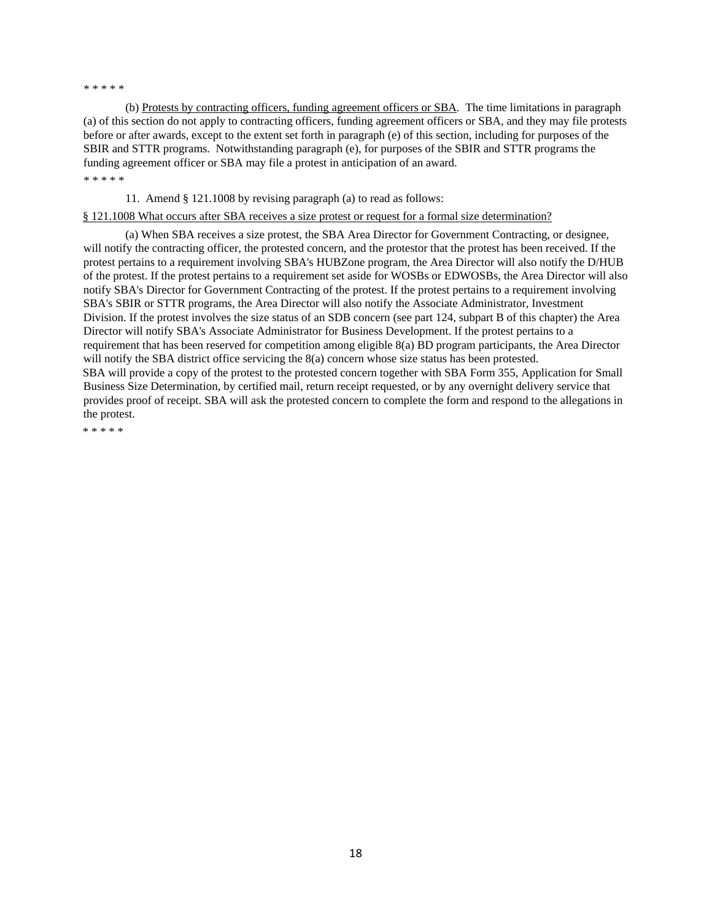* * * * *

(b) Protests by contracting officers, funding agreement officers or SBA. The time limitations in paragraph (a) of this section do not apply to contracting officers, funding agreement officers or SBA, and they may file protests before or after awards, except to the extent set forth in paragraph (e) of this section, including for purposes of the SBIR and STTR programs. Notwithstanding paragraph (e), for purposes of the SBIR and STTR programs the funding agreement officer or SBA may file a protest in anticipation of an award.

* * * * *

11. Amend § 121.1008 by revising paragraph (a) to read as follows:

§ 121.1008 What occurs after SBA receives a size protest or request for a formal size determination?

(a) When SBA receives a size protest, the SBA Area Director for Government Contracting, or designee, will notify the contracting officer, the protested concern, and the protestor that the protest has been received. If the protest pertains to a requirement involving SBA's HUBZone program, the Area Director will also notify the D/HUB of the protest. If the protest pertains to a requirement set aside for WOSBs or EDWOSBs, the Area Director will also notify SBA's Director for Government Contracting of the protest. If the protest pertains to a requirement involving SBA's SBIR or STTR programs, the Area Director will also notify the Associate Administrator, Investment Division. If the protest involves the size status of an SDB concern (see part 124, subpart B of this chapter) the Area Director will notify SBA's Associate Administrator for Business Development. If the protest pertains to a requirement that has been reserved for competition among eligible 8(a) BD program participants, the Area Director will notify the SBA district office servicing the 8(a) concern whose size status has been protested.
SBA will provide a copy of the protest to the protested concern together with SBA Form 355, Application for Small Business Size Determination, by certified mail, return receipt requested, or by any overnight delivery service that provides proof of receipt. SBA will ask the protested concern to complete the form and respond to the allegations in the protest.

* * * * *